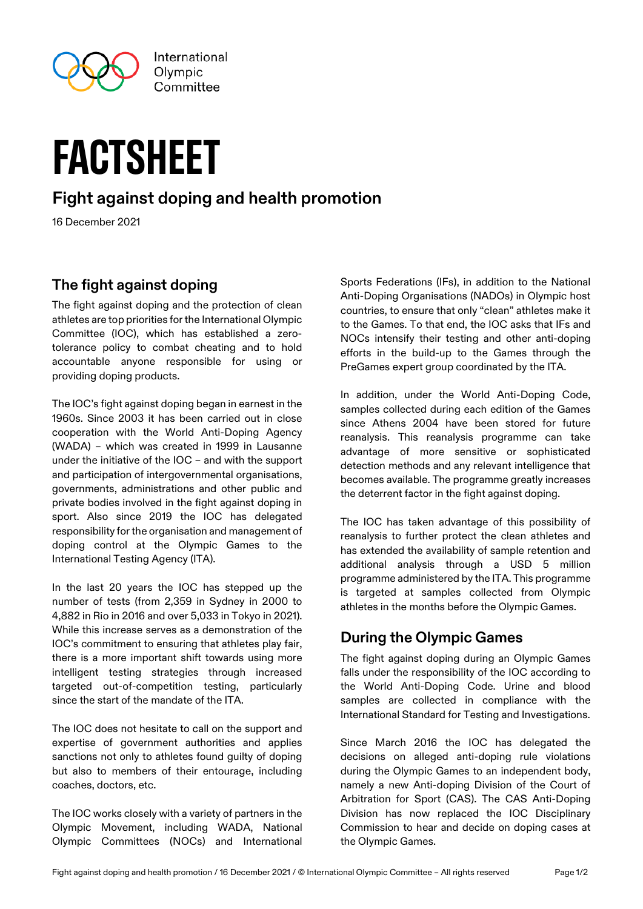International Olympic Committee

# FACTSHEET

## Fight against doping and health promotion

16 December 2021

## The fight against doping

The fight against doping and the protection of clean athletes are top priorities for the International Olympic Committee (IOC), which has established a zero-tolerance policy to combat cheating and to hold accountable anyone responsible for using or providing doping products.

The IOC's fight against doping began in earnest in the 1960s. Since 2003 it has been carried out in close cooperation with the World Anti-Doping Agency (WADA) – which was created in 1999 in Lausanne under the initiative of the IOC – and with the support and participation of intergovernmental organisations, governments, administrations and other public and private bodies involved in the fight against doping in sport. Also since 2019 the IOC has delegated responsibility for the organisation and management of doping control at the Olympic Games to the International Testing Agency (ITA).

In the last 20 years the IOC has stepped up the number of tests (from 2,359 in Sydney in 2000 to 4,882 in Rio in 2016 and over 5,033 in Tokyo in 2021). While this increase serves as a demonstration of the IOC's commitment to ensuring that athletes play fair, there is a more important shift towards using more intelligent testing strategies through increased targeted out-of-competition testing, particularly since the start of the mandate of the ITA.

The IOC does not hesitate to call on the support and expertise of government authorities and applies sanctions not only to athletes found guilty of doping but also to members of their entourage, including coaches, doctors, etc.

The IOC works closely with a variety of partners in the Olympic Movement, including WADA, National Olympic Committees (NOCs) and International Sports Federations (IFs), in addition to the National Anti-Doping Organisations (NADOs) in Olympic host countries, to ensure that only "clean" athletes make it to the Games. To that end, the IOC asks that IFs and NOCs intensify their testing and other anti-doping efforts in the build-up to the Games through the PreGames expert group coordinated by the ITA.

In addition, under the World Anti-Doping Code, samples collected during each edition of the Games since Athens 2004 have been stored for future reanalysis. This reanalysis programme can take advantage of more sensitive or sophisticated detection methods and any relevant intelligence that becomes available. The programme greatly increases the deterrent factor in the fight against doping.

The IOC has taken advantage of this possibility of reanalysis to further protect the clean athletes and has extended the availability of sample retention and additional analysis through a USD 5 million programme administered by the ITA. This programme is targeted at samples collected from Olympic athletes in the months before the Olympic Games.

## During the Olympic Games

The fight against doping during an Olympic Games falls under the responsibility of the IOC according to the World Anti-Doping Code. Urine and blood samples are collected in compliance with the International Standard for Testing and Investigations.

Since March 2016 the IOC has delegated the decisions on alleged anti-doping rule violations during the Olympic Games to an independent body, namely a new Anti-doping Division of the Court of Arbitration for Sport (CAS). The CAS Anti-Doping Division has now replaced the IOC Disciplinary Commission to hear and decide on doping cases at the Olympic Games.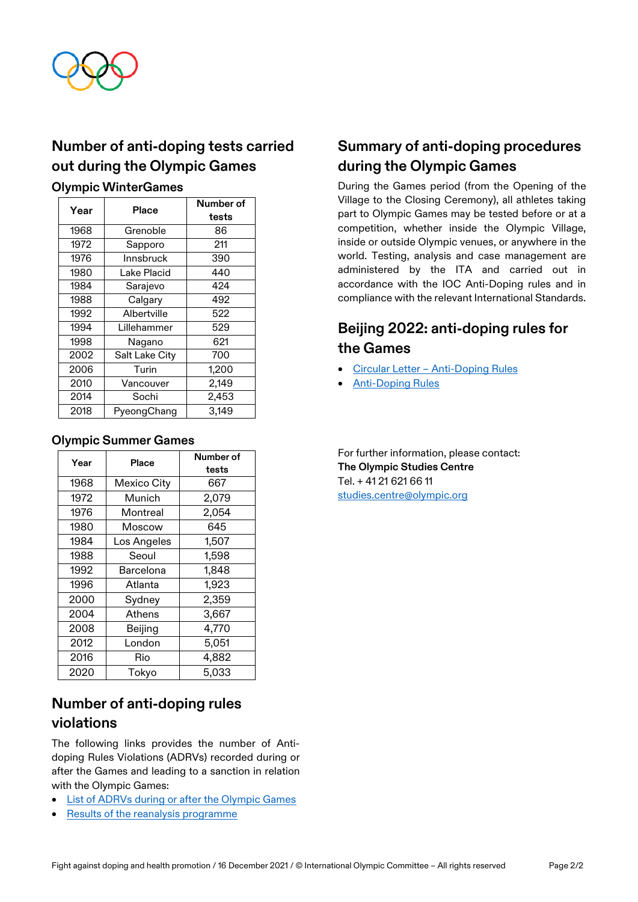## Number of anti-doping tests carried out during the Olympic Games

### Olympic WinterGames

| Year | Place | Number of tests |
|---|---|---|
| 1968 | Grenoble | 86 |
| 1972 | Sapporo | 211 |
| 1976 | Innsbruck | 390 |
| 1980 | Lake Placid | 440 |
| 1984 | Sarajevo | 424 |
| 1988 | Calgary | 492 |
| 1992 | Albertville | 522 |
| 1994 | Lillehammer | 529 |
| 1998 | Nagano | 621 |
| 2002 | Salt Lake City | 700 |
| 2006 | Turin | 1,200 |
| 2010 | Vancouver | 2,149 |
| 2014 | Sochi | 2,453 |
| 2018 | PyeongChang | 3,149 |

### Olympic Summer Games

| Year | Place | Number of tests |
|---|---|---|
| 1968 | Mexico City | 667 |
| 1972 | Munich | 2,079 |
| 1976 | Montreal | 2,054 |
| 1980 | Moscow | 645 |
| 1984 | Los Angeles | 1,507 |
| 1988 | Seoul | 1,598 |
| 1992 | Barcelona | 1,848 |
| 1996 | Atlanta | 1,923 |
| 2000 | Sydney | 2,359 |
| 2004 | Athens | 3,667 |
| 2008 | Beijing | 4,770 |
| 2012 | London | 5,051 |
| 2016 | Rio | 4,882 |
| 2020 | Tokyo | 5,033 |

## Number of anti-doping rules violations

The following links provides the number of Anti-doping Rules Violations (ADRVs) recorded during or after the Games and leading to a sanction in relation with the Olympic Games:

- List of ADRVs during or after the Olympic Games
- Results of the reanalysis programme

## Summary of anti-doping procedures during the Olympic Games

During the Games period (from the Opening of the Village to the Closing Ceremony), all athletes taking part to Olympic Games may be tested before or at a competition, whether inside the Olympic Village, inside or outside Olympic venues, or anywhere in the world. Testing, analysis and case management are administered by the ITA and carried out in accordance with the IOC Anti-Doping rules and in compliance with the relevant International Standards.

## Beijing 2022: anti-doping rules for the Games

- Circular Letter – Anti-Doping Rules
- Anti-Doping Rules

For further information, please contact:
**The Olympic Studies Centre**
Tel. + 41 21 621 66 11
studies.centre@olympic.org